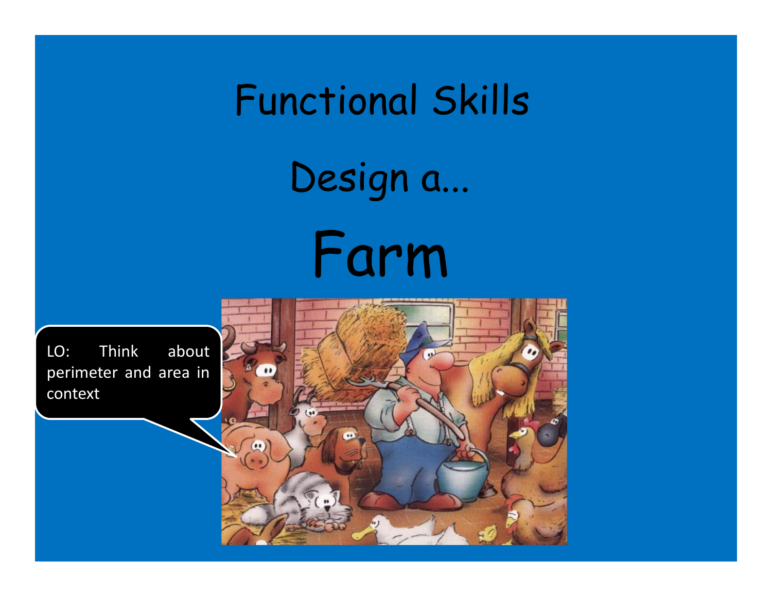# Functional Skills

## Design a...

# Farm

LO: Think about perimeter and area in context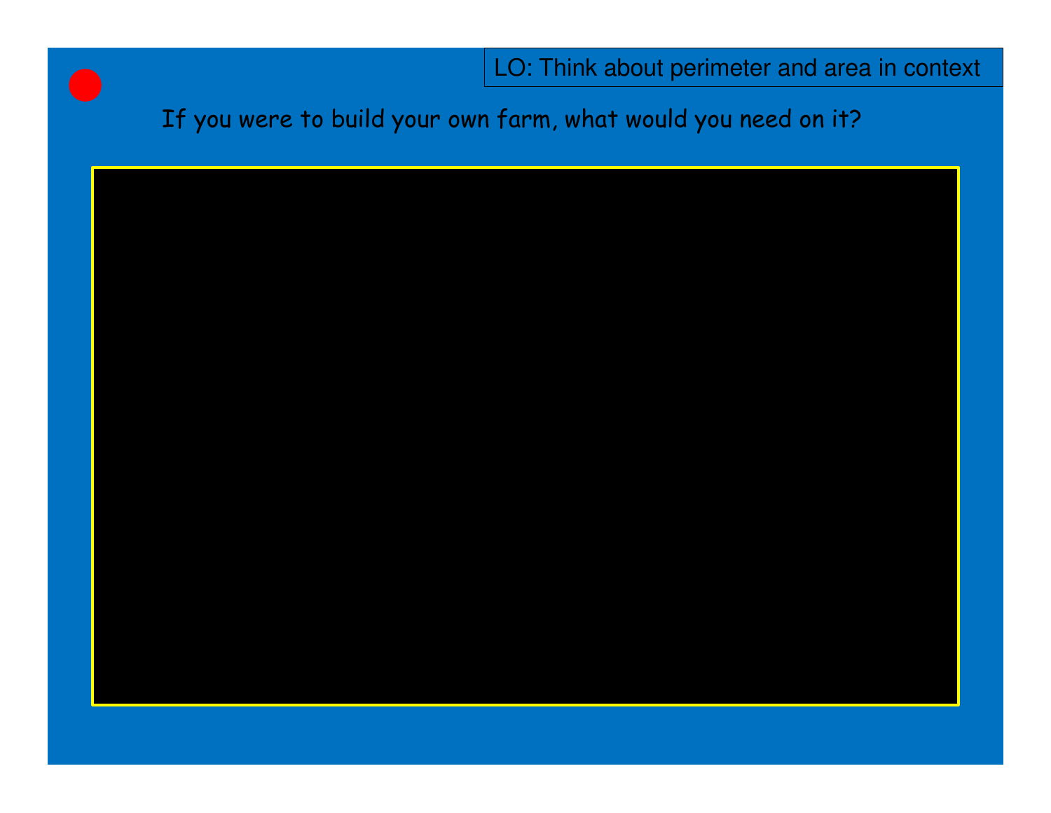LO: Think about perimeter and area in context

If you were to build your own farm, what would you need on it?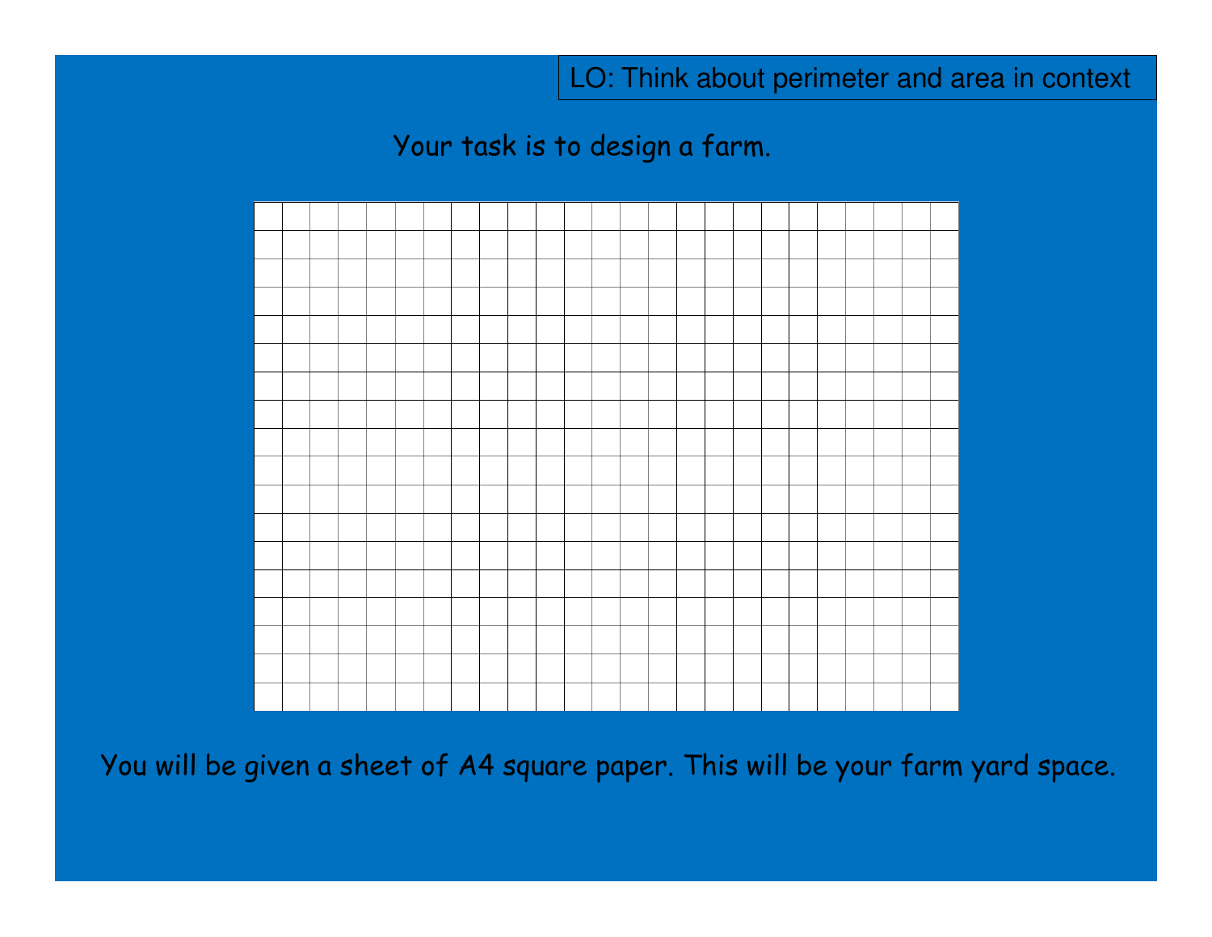LO: Think about perimeter and area in context

Your task is to design a farm.

You will be given a sheet of A4 square paper. This will be your farm yard space.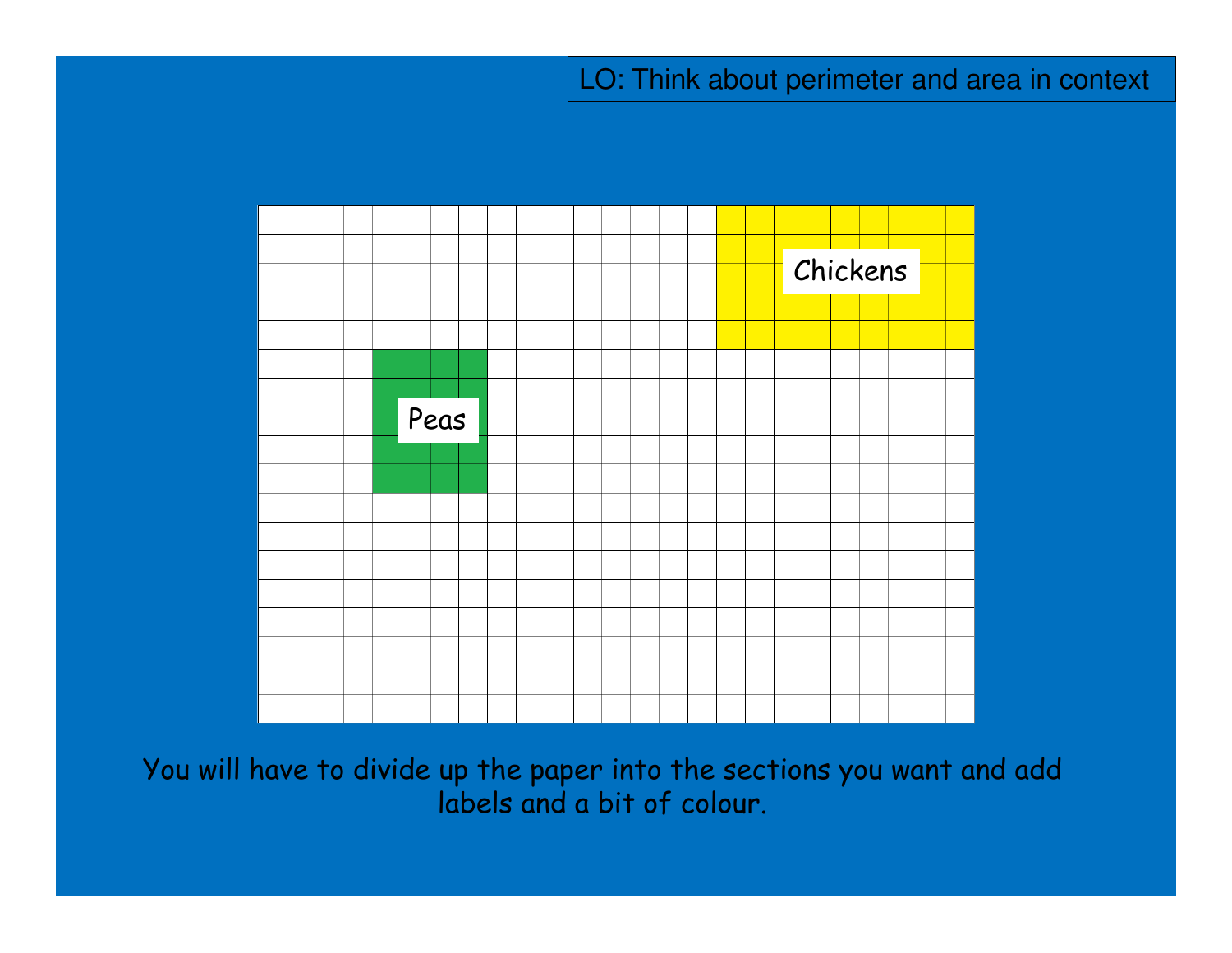LO: Think about perimeter and area in context

Chickens

Peas

You will have to divide up the paper into the sections you want and add labels and a bit of colour.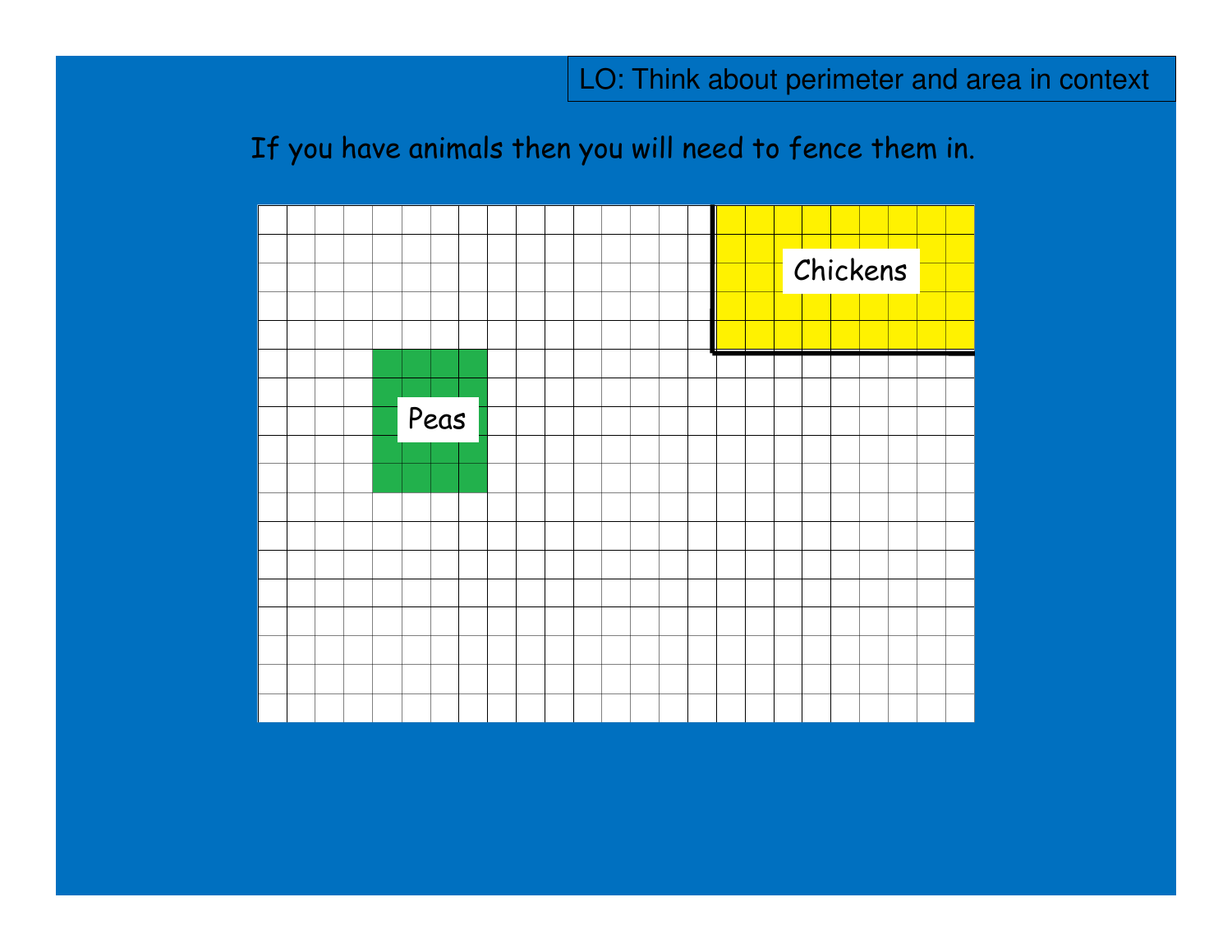LO: Think about perimeter and area in context

If you have animals then you will need to fence them in.

Chickens

Peas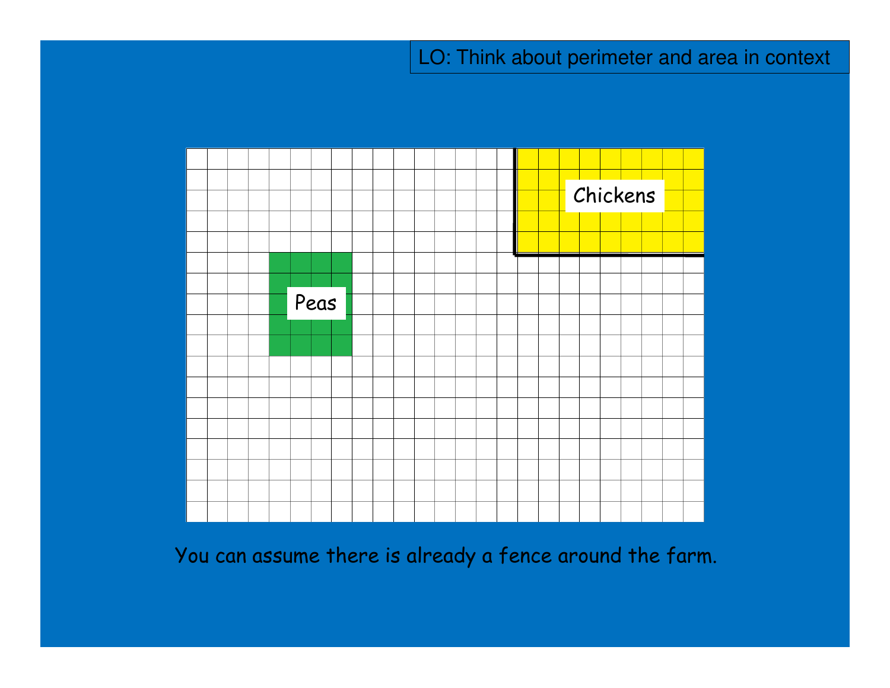LO: Think about perimeter and area in context

Chickens

Peas

You can assume there is already a fence around the farm.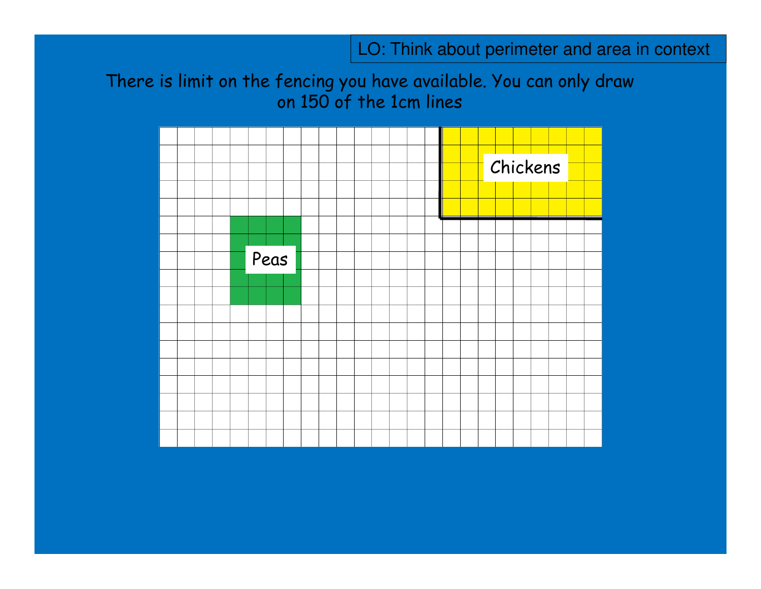LO: Think about perimeter and area in context

There is limit on the fencing you have available. You can only draw on 150 of the 1cm lines

Chickens

Peas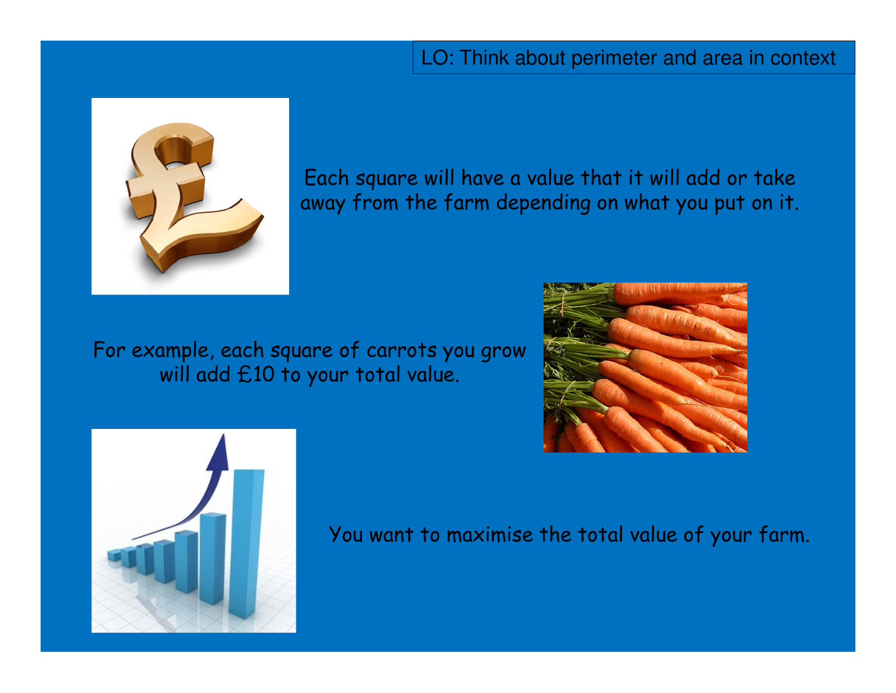LO: Think about perimeter and area in context

Each square will have a value that it will add or take away from the farm depending on what you put on it.

For example, each square of carrots you grow will add £10 to your total value.

You want to maximise the total value of your farm.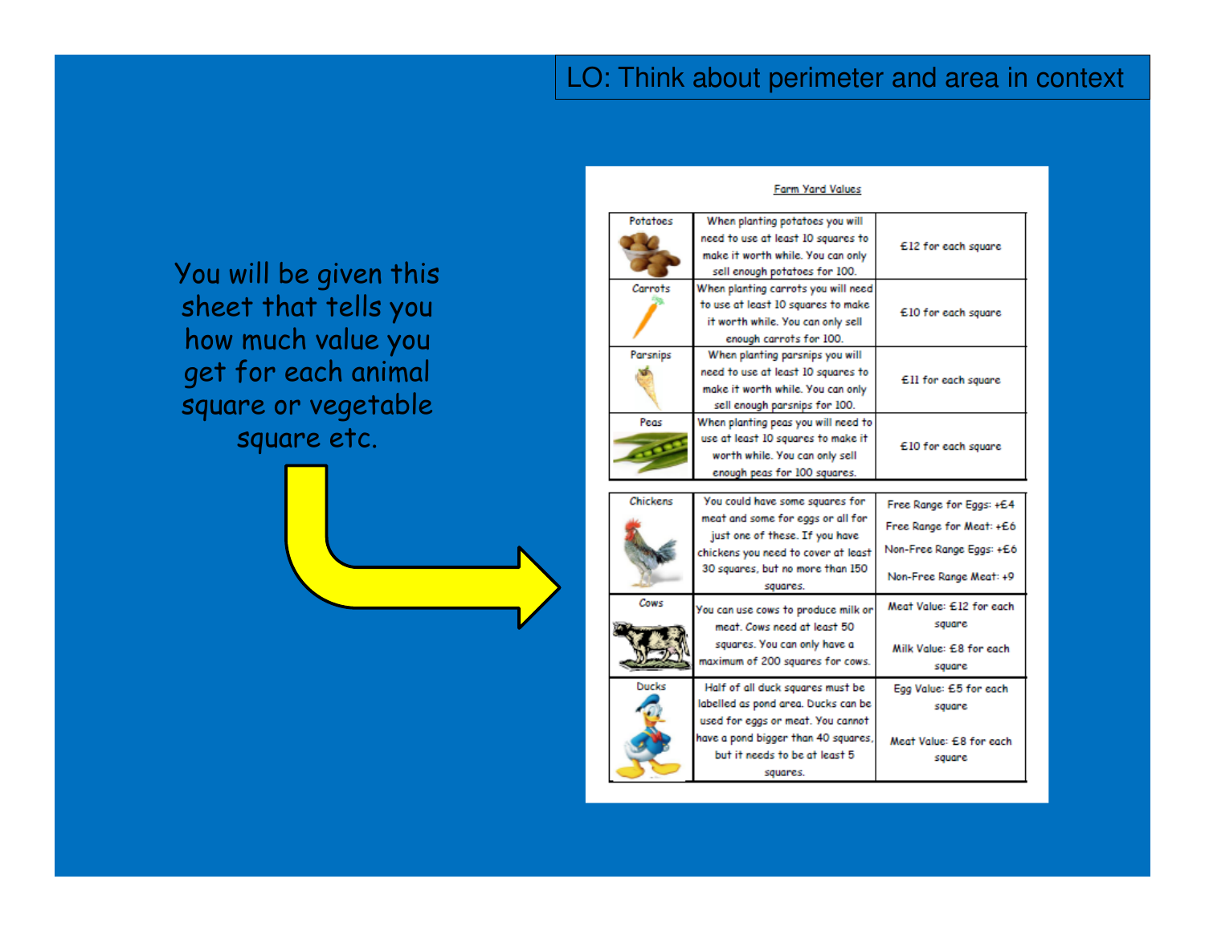LO: Think about perimeter and area in context

You will be given this sheet that tells you how much value you get for each animal square or vegetable square etc.

**Farm Yard Values**

| | | |
|---|---|---|
| Potatoes | When planting potatoes you will need to use at least 10 squares to make it worth while. You can only sell enough potatoes for 100. | £12 for each square |
| Carrots | When planting carrots you will need to use at least 10 squares to make it worth while. You can only sell enough carrots for 100. | £10 for each square |
| Parsnips | When planting parsnips you will need to use at least 10 squares to make it worth while. You can only sell enough parsnips for 100. | £11 for each square |
| Peas | When planting peas you will need to use at least 10 squares to make it worth while. You can only sell enough peas for 100 squares. | £10 for each square |

| | | |
|---|---|---|
| Chickens | You could have some squares for meat and some for eggs or all for just one of these. If you have chickens you need to cover at least 30 squares, but no more than 150 squares. | Free Range for Eggs: +£4<br>Free Range for Meat: +£6<br>Non-Free Range Eggs: +£6<br>Non-Free Range Meat: +9 |
| Cows | You can use cows to produce milk or meat. Cows need at least 50 squares. You can only have a maximum of 200 squares for cows. | Meat Value: £12 for each square<br>Milk Value: £8 for each square |
| Ducks | Half of all duck squares must be labelled as pond area. Ducks can be used for eggs or meat. You cannot have a pond bigger than 40 squares, but it needs to be at least 5 squares. | Egg Value: £5 for each square<br>Meat Value: £8 for each square |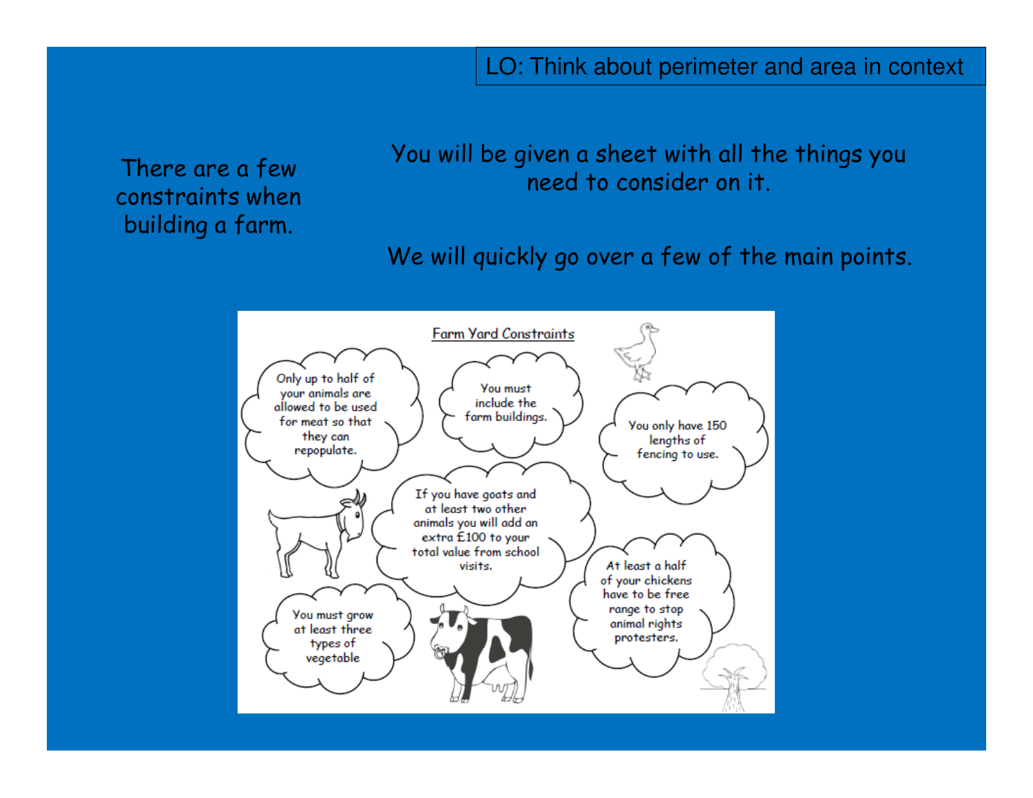LO: Think about perimeter and area in context

There are a few constraints when building a farm.

You will be given a sheet with all the things you need to consider on it.

We will quickly go over a few of the main points.

## Farm Yard Constraints

- Only up to half of your animals are allowed to be used for meat so that they can repopulate.
- You must include the farm buildings.
- You only have 150 lengths of fencing to use.
- If you have goats and at least two other animals you will add an extra £100 to your total value from school visits.
- At least a half of your chickens have to be free range to stop animal rights protesters.
- You must grow at least three types of vegetable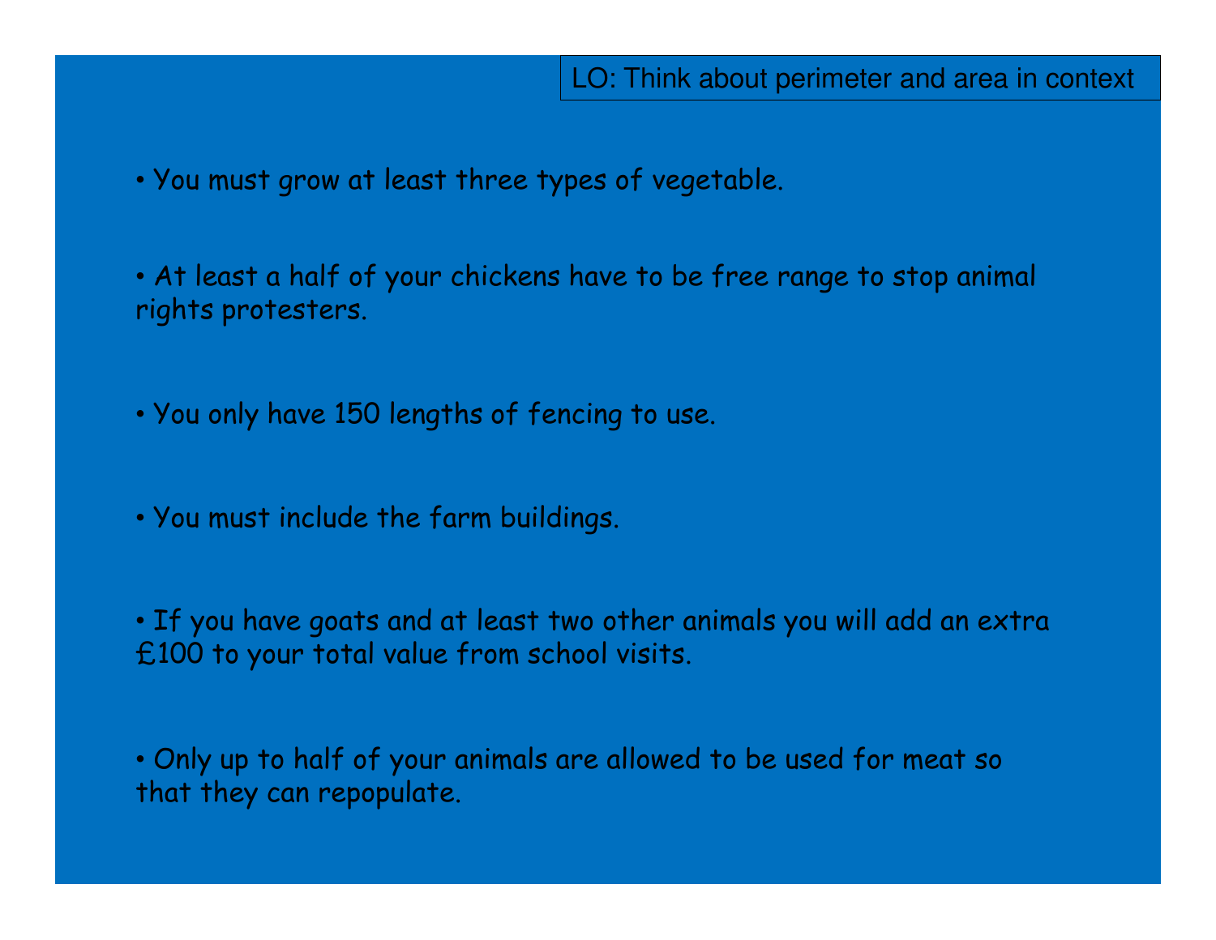LO: Think about perimeter and area in context

- You must grow at least three types of vegetable.
- At least a half of your chickens have to be free range to stop animal rights protesters.
- You only have 150 lengths of fencing to use.
- You must include the farm buildings.
- If you have goats and at least two other animals you will add an extra £100 to your total value from school visits.
- Only up to half of your animals are allowed to be used for meat so that they can repopulate.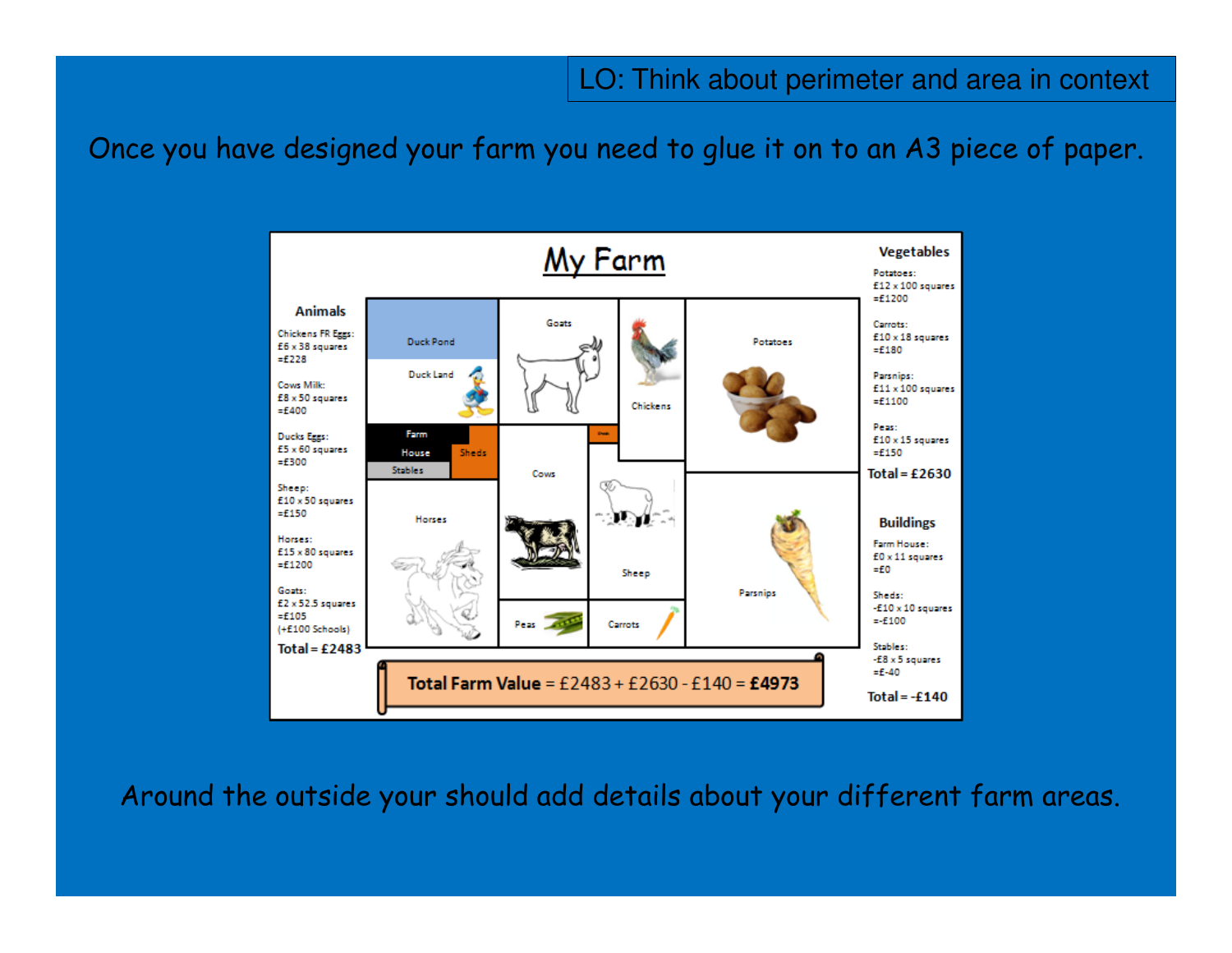LO: Think about perimeter and area in context

Once you have designed your farm you need to glue it on to an A3 piece of paper.

## My Farm

**Animals**

Chickens FR Eggs:
£6 x 38 squares
=£228

Cows Milk:
£8 x 50 squares
=£400

Ducks Eggs:
£5 x 60 squares
=£300

Sheep:
£10 x 50 squares
=£150

Horses:
£15 x 80 squares
=£1200

Goats:
£2 x 52.5 squares
=£105
(+£100 Schools)

**Total = £2483**

Duck Pond

Duck Land

Goats

Chickens

Potatoes

Farm House

Sheds

Stables

Cows

Sheep

Horses

Parsnips

Peas

Carrots

**Vegetables**

Potatoes:
£12 x 100 squares
=£1200

Carrots:
£10 x 18 squares
=£180

Parsnips:
£11 x 100 squares
=£1100

Peas:
£10 x 15 squares
=£150

**Total = £2630**

**Buildings**

Farm House:
£0 x 11 squares
=£0

Sheds:
-£10 x 10 squares
=-£100

Stables:
-£8 x 5 squares
=£-40

**Total = -£140**

**Total Farm Value** = £2483 + £2630 - £140 = **£4973**

Around the outside your should add details about your different farm areas.